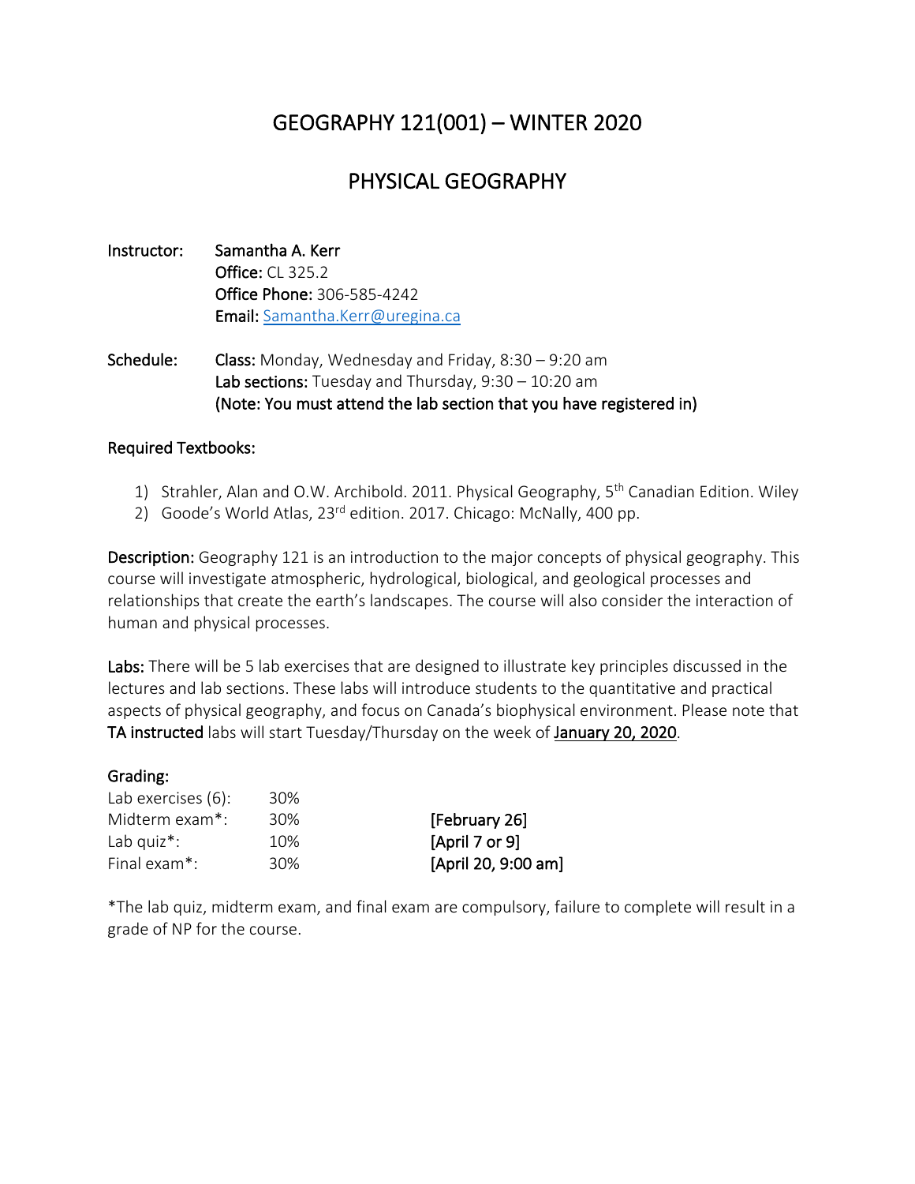# GEOGRAPHY 121(001) – WINTER 2020

## PHYSICAL GEOGRAPHY

**Instructor:** Samantha A. Kerr
**Office:** CL 325.2
**Office Phone:** 306-585-4242
**Email:** Samantha.Kerr@uregina.ca

**Schedule:** **Class:** Monday, Wednesday and Friday, 8:30 – 9:20 am
**Lab sections:** Tuesday and Thursday, 9:30 – 10:20 am
**(Note: You must attend the lab section that you have registered in)**

**Required Textbooks:**

1) Strahler, Alan and O.W. Archibold. 2011. Physical Geography, 5th Canadian Edition. Wiley
2) Goode's World Atlas, 23rd edition. 2017. Chicago: McNally, 400 pp.

**Description:** Geography 121 is an introduction to the major concepts of physical geography. This course will investigate atmospheric, hydrological, biological, and geological processes and relationships that create the earth's landscapes. The course will also consider the interaction of human and physical processes.

**Labs:** There will be 5 lab exercises that are designed to illustrate key principles discussed in the lectures and lab sections. These labs will introduce students to the quantitative and practical aspects of physical geography, and focus on Canada's biophysical environment. Please note that **TA instructed** labs will start Tuesday/Thursday on the week of **January 20, 2020**.

**Grading:**

| | | |
|---|---|---|
| Lab exercises (6): | 30% | |
| Midterm exam*: | 30% | **[February 26]** |
| Lab quiz*: | 10% | **[April 7 or 9]** |
| Final exam*: | 30% | **[April 20, 9:00 am]** |

*The lab quiz, midterm exam, and final exam are compulsory, failure to complete will result in a grade of NP for the course.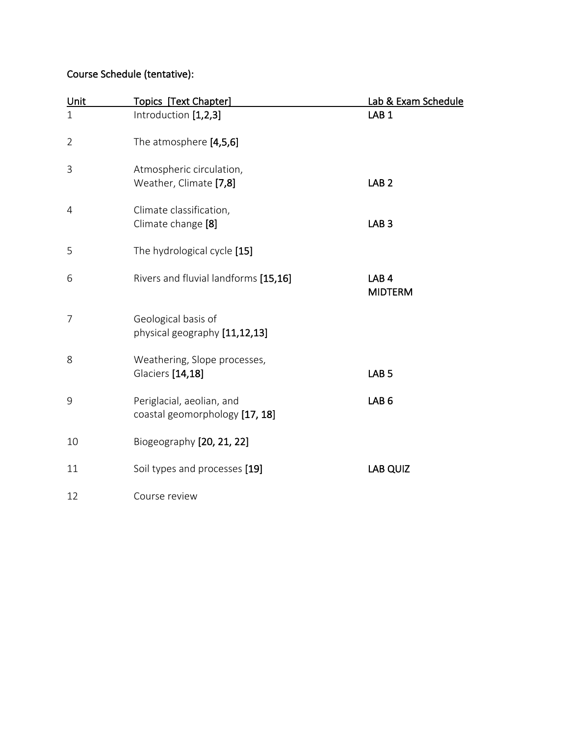Course Schedule (tentative):

| Unit | Topics [Text Chapter] | Lab & Exam Schedule |
|---|---|---|
| 1 | Introduction [1,2,3] | LAB 1 |
| 2 | The atmosphere [4,5,6] | |
| 3 | Atmospheric circulation, Weather, Climate [7,8] | LAB 2 |
| 4 | Climate classification, Climate change [8] | LAB 3 |
| 5 | The hydrological cycle [15] | |
| 6 | Rivers and fluvial landforms [15,16] | LAB 4 MIDTERM |
| 7 | Geological basis of physical geography [11,12,13] | |
| 8 | Weathering, Slope processes, Glaciers [14,18] | LAB 5 |
| 9 | Periglacial, aeolian, and coastal geomorphology [17, 18] | LAB 6 |
| 10 | Biogeography [20, 21, 22] | |
| 11 | Soil types and processes [19] | LAB QUIZ |
| 12 | Course review | |